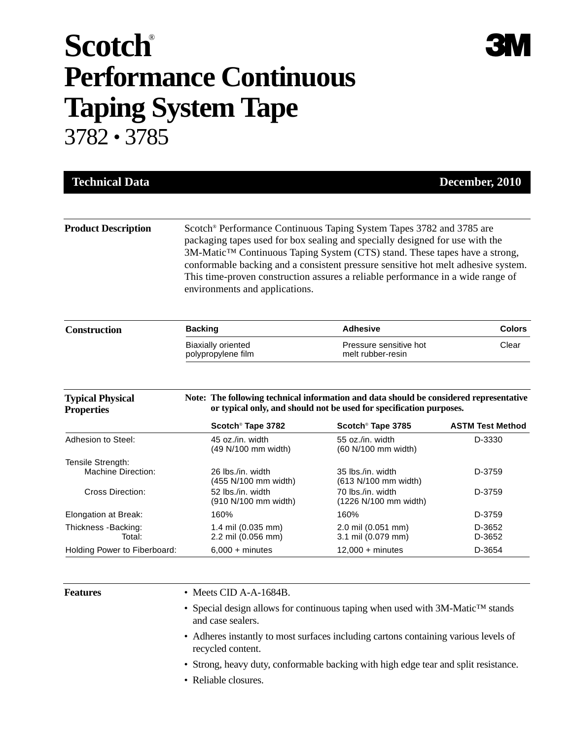# Scotch® Performance Continuous Taping System Tape

## 3782 • 3785

**Technical Data** **December, 2010**

## Product Description

Scotch® Performance Continuous Taping System Tapes 3782 and 3785 are packaging tapes used for box sealing and specially designed for use with the 3M-Matic™ Continuous Taping System (CTS) stand. These tapes have a strong, conformable backing and a consistent pressure sensitive hot melt adhesive system. This time-proven construction assures a reliable performance in a wide range of environments and applications.

## Construction

| Backing | Adhesive | Colors |
|---|---|---|
| Biaxially oriented polypropylene film | Pressure sensitive hot melt rubber-resin | Clear |

## Typical Physical Properties

**Note: The following technical information and data should be considered representative or typical only, and should not be used for specification purposes.**

| | Scotch® Tape 3782 | Scotch® Tape 3785 | ASTM Test Method |
|---|---|---|---|
| Adhesion to Steel: | 45 oz./in. width (49 N/100 mm width) | 55 oz./in. width (60 N/100 mm width) | D-3330 |
| Tensile Strength: | | | |
| Machine Direction: | 26 lbs./in. width (455 N/100 mm width) | 35 lbs./in. width (613 N/100 mm width) | D-3759 |
| Cross Direction: | 52 lbs./in. width (910 N/100 mm width) | 70 lbs./in. width (1226 N/100 mm width) | D-3759 |
| Elongation at Break: | 160% | 160% | D-3759 |
| Thickness -Backing: | 1.4 mil (0.035 mm) | 2.0 mil (0.051 mm) | D-3652 |
| Total: | 2.2 mil (0.056 mm) | 3.1 mil (0.079 mm) | D-3652 |
| Holding Power to Fiberboard: | 6,000 + minutes | 12,000 + minutes | D-3654 |

## Features

- Meets CID A-A-1684B.
- Special design allows for continuous taping when used with 3M-Matic™ stands and case sealers.
- Adheres instantly to most surfaces including cartons containing various levels of recycled content.
- Strong, heavy duty, conformable backing with high edge tear and split resistance.
- Reliable closures.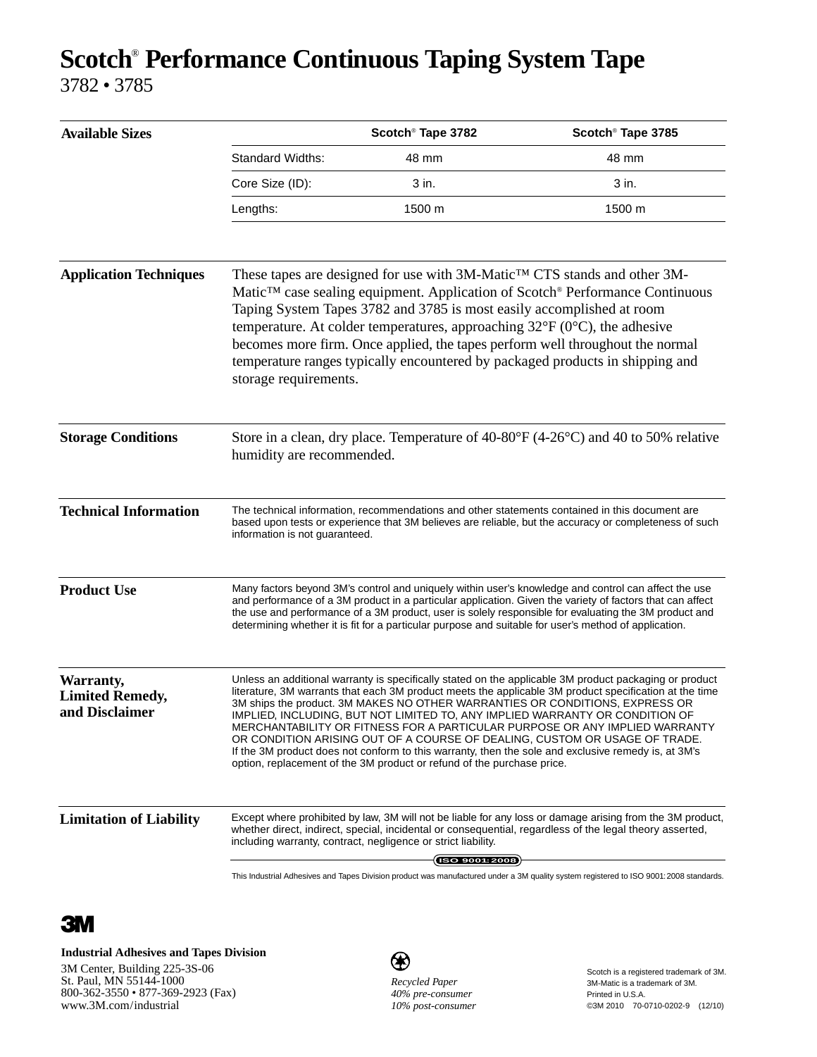# Scotch® Performance Continuous Taping System Tape

3782 • 3785

## Available Sizes

| | Scotch® Tape 3782 | Scotch® Tape 3785 |
|---|---|---|
| Standard Widths: | 48 mm | 48 mm |
| Core Size (ID): | 3 in. | 3 in. |
| Lengths: | 1500 m | 1500 m |

## Application Techniques

These tapes are designed for use with 3M-Matic™ CTS stands and other 3M-Matic™ case sealing equipment. Application of Scotch® Performance Continuous Taping System Tapes 3782 and 3785 is most easily accomplished at room temperature. At colder temperatures, approaching 32°F (0°C), the adhesive becomes more firm. Once applied, the tapes perform well throughout the normal temperature ranges typically encountered by packaged products in shipping and storage requirements.

## Storage Conditions

Store in a clean, dry place. Temperature of 40-80°F (4-26°C) and 40 to 50% relative humidity are recommended.

## Technical Information

The technical information, recommendations and other statements contained in this document are based upon tests or experience that 3M believes are reliable, but the accuracy or completeness of such information is not guaranteed.

## Product Use

Many factors beyond 3M's control and uniquely within user's knowledge and control can affect the use and performance of a 3M product in a particular application. Given the variety of factors that can affect the use and performance of a 3M product, user is solely responsible for evaluating the 3M product and determining whether it is fit for a particular purpose and suitable for user's method of application.

## Warranty, Limited Remedy, and Disclaimer

Unless an additional warranty is specifically stated on the applicable 3M product packaging or product literature, 3M warrants that each 3M product meets the applicable 3M product specification at the time 3M ships the product. 3M MAKES NO OTHER WARRANTIES OR CONDITIONS, EXPRESS OR IMPLIED, INCLUDING, BUT NOT LIMITED TO, ANY IMPLIED WARRANTY OR CONDITION OF MERCHANTABILITY OR FITNESS FOR A PARTICULAR PURPOSE OR ANY IMPLIED WARRANTY OR CONDITION ARISING OUT OF A COURSE OF DEALING, CUSTOM OR USAGE OF TRADE. If the 3M product does not conform to this warranty, then the sole and exclusive remedy is, at 3M's option, replacement of the 3M product or refund of the purchase price.

## Limitation of Liability

Except where prohibited by law, 3M will not be liable for any loss or damage arising from the 3M product, whether direct, indirect, special, incidental or consequential, regardless of the legal theory asserted, including warranty, contract, negligence or strict liability.

ISO 9001:2008

This Industrial Adhesives and Tapes Division product was manufactured under a 3M quality system registered to ISO 9001:2008 standards.

3M

**Industrial Adhesives and Tapes Division**

3M Center, Building 225-3S-06
St. Paul, MN 55144-1000
800-362-3550 • 877-369-2923 (Fax)
www.3M.com/industrial

*Recycled Paper*
*40% pre-consumer*
*10% post-consumer*

Scotch is a registered trademark of 3M.
3M-Matic is a trademark of 3M.
Printed in U.S.A.
©3M 2010 70-0710-0202-9 (12/10)